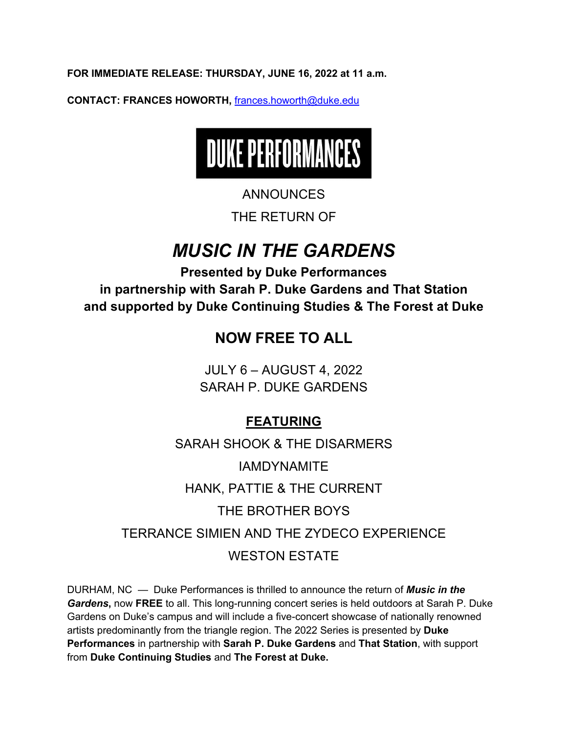**FOR IMMEDIATE RELEASE: THURSDAY, JUNE 16, 2022 at 11 a.m.**

**CONTACT: FRANCES HOWORTH,** [frances.howorth@duke.edu](mailto:frances.howorth@duke.edu)

# DUKE PERFORMANCES

ANNOUNCES

THE RETURN OF

# *MUSIC IN THE GARDENS*

**Presented by Duke Performances**
**in partnership with Sarah P. Duke Gardens and That Station**
**and supported by Duke Continuing Studies & The Forest at Duke**

## NOW FREE TO ALL

JULY 6 – AUGUST 4, 2022
SARAH P. DUKE GARDENS

## FEATURING

SARAH SHOOK & THE DISARMERS

IAMDYNAMITE

HANK, PATTIE & THE CURRENT

THE BROTHER BOYS

TERRANCE SIMIEN AND THE ZYDECO EXPERIENCE

WESTON ESTATE

DURHAM, NC — Duke Performances is thrilled to announce the return of ***Music in the Gardens***, now **FREE** to all. This long-running concert series is held outdoors at Sarah P. Duke Gardens on Duke's campus and will include a five-concert showcase of nationally renowned artists predominantly from the triangle region. The 2022 Series is presented by **Duke Performances** in partnership with **Sarah P. Duke Gardens** and **That Station**, with support from **Duke Continuing Studies** and **The Forest at Duke.**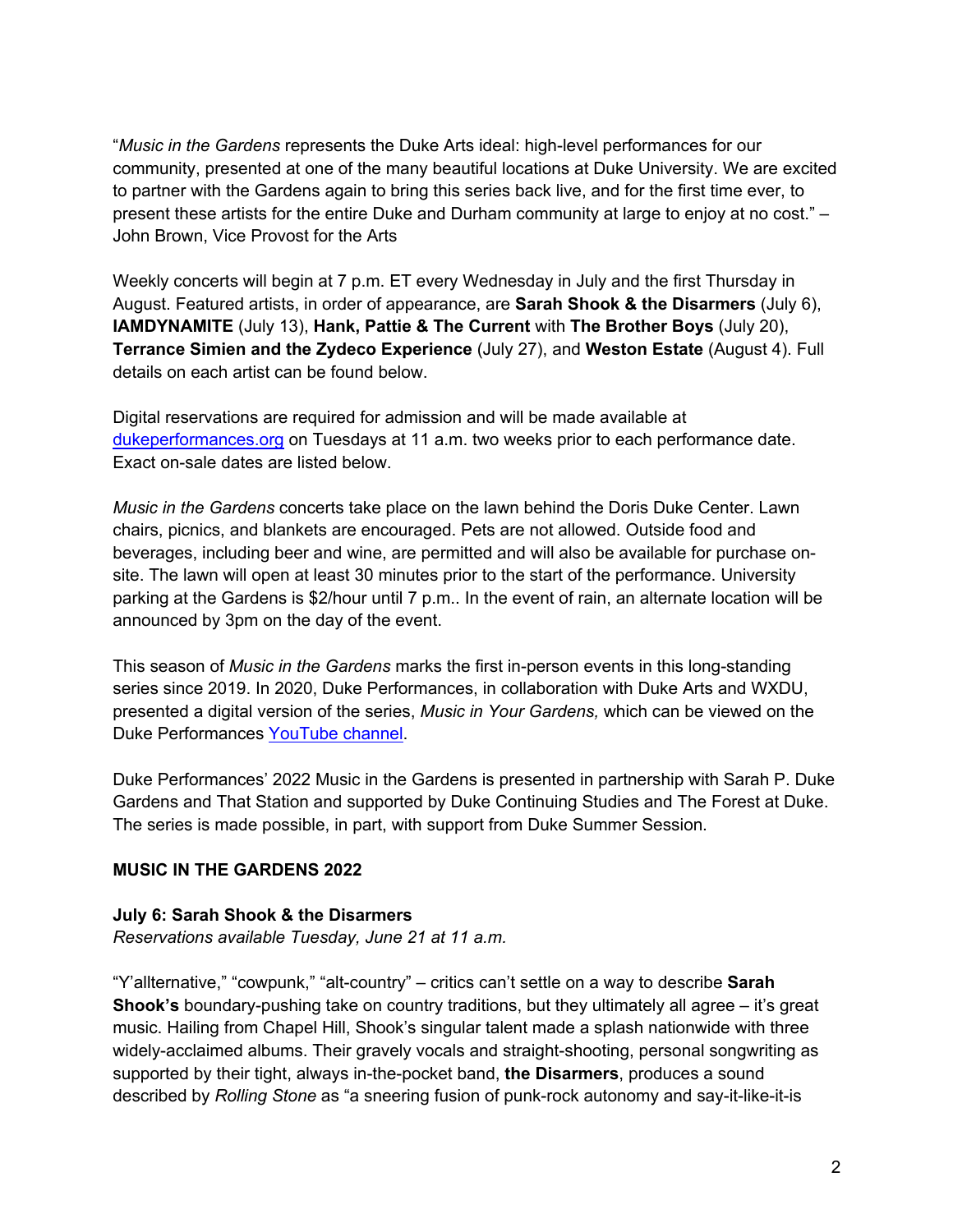"*Music in the Gardens* represents the Duke Arts ideal: high-level performances for our community, presented at one of the many beautiful locations at Duke University. We are excited to partner with the Gardens again to bring this series back live, and for the first time ever, to present these artists for the entire Duke and Durham community at large to enjoy at no cost." – John Brown, Vice Provost for the Arts

Weekly concerts will begin at 7 p.m. ET every Wednesday in July and the first Thursday in August. Featured artists, in order of appearance, are **Sarah Shook & the Disarmers** (July 6), **IAMDYNAMITE** (July 13), **Hank, Pattie & The Current** with **The Brother Boys** (July 20), **Terrance Simien and the Zydeco Experience** (July 27), and **Weston Estate** (August 4). Full details on each artist can be found below.

Digital reservations are required for admission and will be made available at [dukeperformances.org](dukeperformances.org) on Tuesdays at 11 a.m. two weeks prior to each performance date. Exact on-sale dates are listed below.

*Music in the Gardens* concerts take place on the lawn behind the Doris Duke Center. Lawn chairs, picnics, and blankets are encouraged. Pets are not allowed. Outside food and beverages, including beer and wine, are permitted and will also be available for purchase on-site. The lawn will open at least 30 minutes prior to the start of the performance. University parking at the Gardens is $2/hour until 7 p.m.. In the event of rain, an alternate location will be announced by 3pm on the day of the event.

This season of *Music in the Gardens* marks the first in-person events in this long-standing series since 2019. In 2020, Duke Performances, in collaboration with Duke Arts and WXDU, presented a digital version of the series, *Music in Your Gardens,* which can be viewed on the Duke Performances YouTube channel.

Duke Performances' 2022 Music in the Gardens is presented in partnership with Sarah P. Duke Gardens and That Station and supported by Duke Continuing Studies and The Forest at Duke. The series is made possible, in part, with support from Duke Summer Session.

## MUSIC IN THE GARDENS 2022

### July 6: Sarah Shook & the Disarmers

*Reservations available Tuesday, June 21 at 11 a.m.*

"Y'allternative," "cowpunk," "alt-country" – critics can't settle on a way to describe **Sarah Shook's** boundary-pushing take on country traditions, but they ultimately all agree – it's great music. Hailing from Chapel Hill, Shook's singular talent made a splash nationwide with three widely-acclaimed albums. Their gravely vocals and straight-shooting, personal songwriting as supported by their tight, always in-the-pocket band, **the Disarmers**, produces a sound described by *Rolling Stone* as "a sneering fusion of punk-rock autonomy and say-it-like-it-is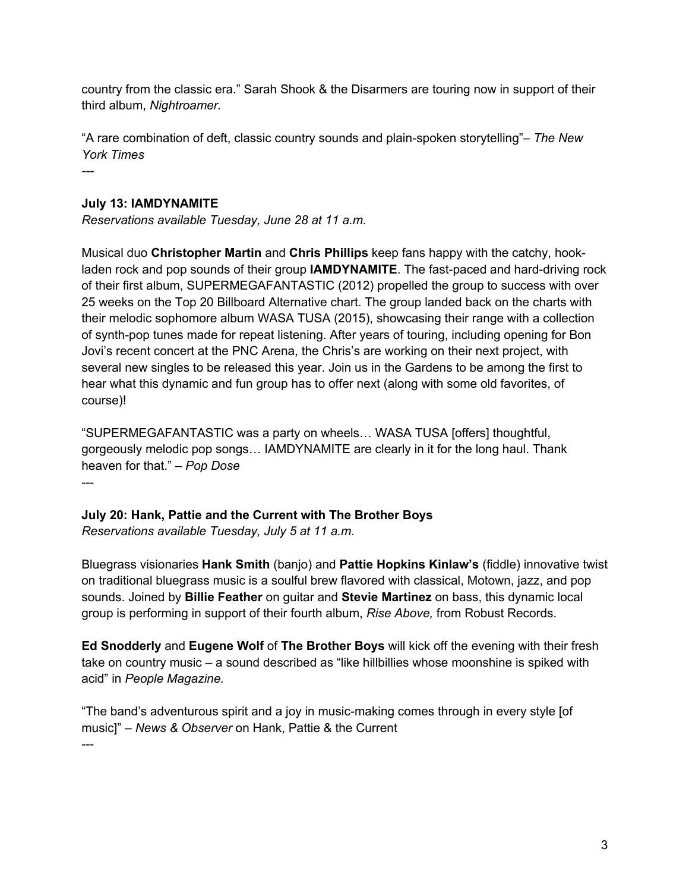country from the classic era." Sarah Shook & the Disarmers are touring now in support of their third album, *Nightroamer.*

"A rare combination of deft, classic country sounds and plain-spoken storytelling"– *The New York Times*

---

**July 13: IAMDYNAMITE**

*Reservations available Tuesday, June 28 at 11 a.m.*

Musical duo **Christopher Martin** and **Chris Phillips** keep fans happy with the catchy, hook-laden rock and pop sounds of their group **IAMDYNAMITE**. The fast-paced and hard-driving rock of their first album, SUPERMEGAFANTASTIC (2012) propelled the group to success with over 25 weeks on the Top 20 Billboard Alternative chart. The group landed back on the charts with their melodic sophomore album WASA TUSA (2015), showcasing their range with a collection of synth-pop tunes made for repeat listening. After years of touring, including opening for Bon Jovi's recent concert at the PNC Arena, the Chris's are working on their next project, with several new singles to be released this year. Join us in the Gardens to be among the first to hear what this dynamic and fun group has to offer next (along with some old favorites, of course)!

"SUPERMEGAFANTASTIC was a party on wheels… WASA TUSA [offers] thoughtful, gorgeously melodic pop songs… IAMDYNAMITE are clearly in it for the long haul. Thank heaven for that." – *Pop Dose*

---

**July 20: Hank, Pattie and the Current with The Brother Boys**

*Reservations available Tuesday, July 5 at 11 a.m.*

Bluegrass visionaries **Hank Smith** (banjo) and **Pattie Hopkins Kinlaw's** (fiddle) innovative twist on traditional bluegrass music is a soulful brew flavored with classical, Motown, jazz, and pop sounds. Joined by **Billie Feather** on guitar and **Stevie Martinez** on bass, this dynamic local group is performing in support of their fourth album, *Rise Above,* from Robust Records.

**Ed Snodderly** and **Eugene Wolf** of **The Brother Boys** will kick off the evening with their fresh take on country music – a sound described as "like hillbillies whose moonshine is spiked with acid" in *People Magazine.*

"The band's adventurous spirit and a joy in music-making comes through in every style [of music]" – *News & Observer* on Hank, Pattie & the Current

---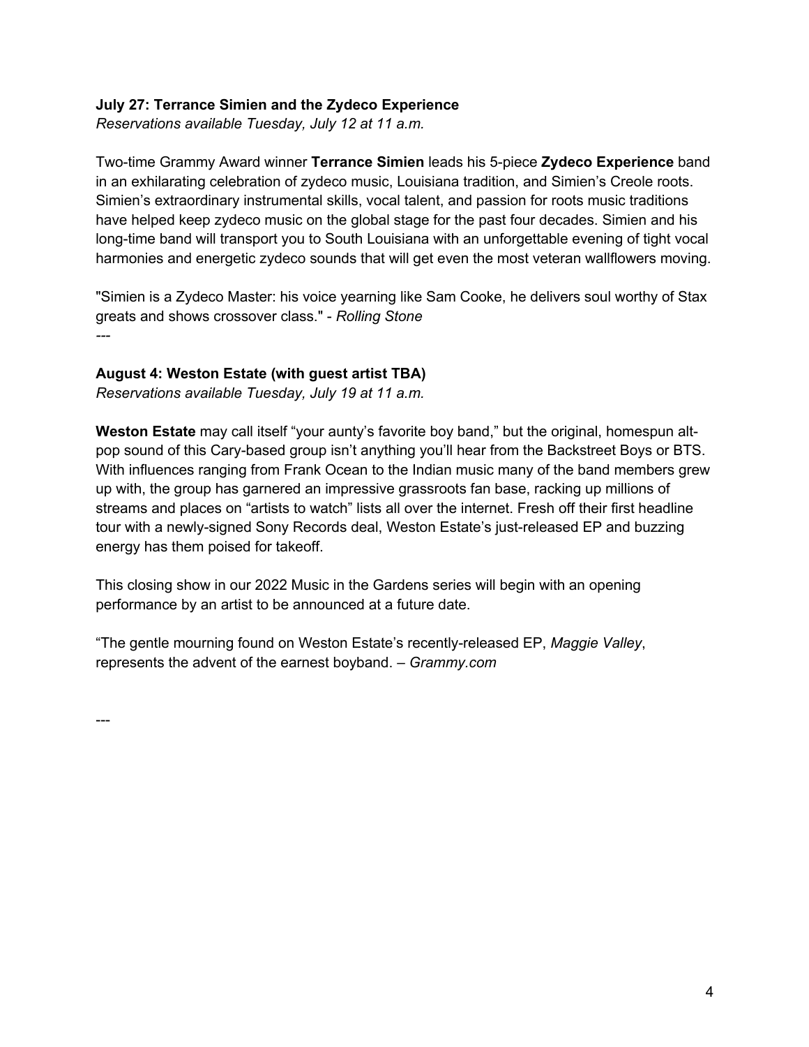**July 27: Terrance Simien and the Zydeco Experience**
*Reservations available Tuesday, July 12 at 11 a.m.*

Two-time Grammy Award winner **Terrance Simien** leads his 5-piece **Zydeco Experience** band in an exhilarating celebration of zydeco music, Louisiana tradition, and Simien's Creole roots. Simien's extraordinary instrumental skills, vocal talent, and passion for roots music traditions have helped keep zydeco music on the global stage for the past four decades. Simien and his long-time band will transport you to South Louisiana with an unforgettable evening of tight vocal harmonies and energetic zydeco sounds that will get even the most veteran wallflowers moving.

"Simien is a Zydeco Master: his voice yearning like Sam Cooke, he delivers soul worthy of Stax greats and shows crossover class." - *Rolling Stone*

---

**August 4: Weston Estate (with guest artist TBA)**
*Reservations available Tuesday, July 19 at 11 a.m.*

**Weston Estate** may call itself "your aunty's favorite boy band," but the original, homespun alt-pop sound of this Cary-based group isn't anything you'll hear from the Backstreet Boys or BTS. With influences ranging from Frank Ocean to the Indian music many of the band members grew up with, the group has garnered an impressive grassroots fan base, racking up millions of streams and places on "artists to watch" lists all over the internet. Fresh off their first headline tour with a newly-signed Sony Records deal, Weston Estate's just-released EP and buzzing energy has them poised for takeoff.

This closing show in our 2022 Music in the Gardens series will begin with an opening performance by an artist to be announced at a future date.

"The gentle mourning found on Weston Estate's recently-released EP, *Maggie Valley*, represents the advent of the earnest boyband. – *Grammy.com*

---